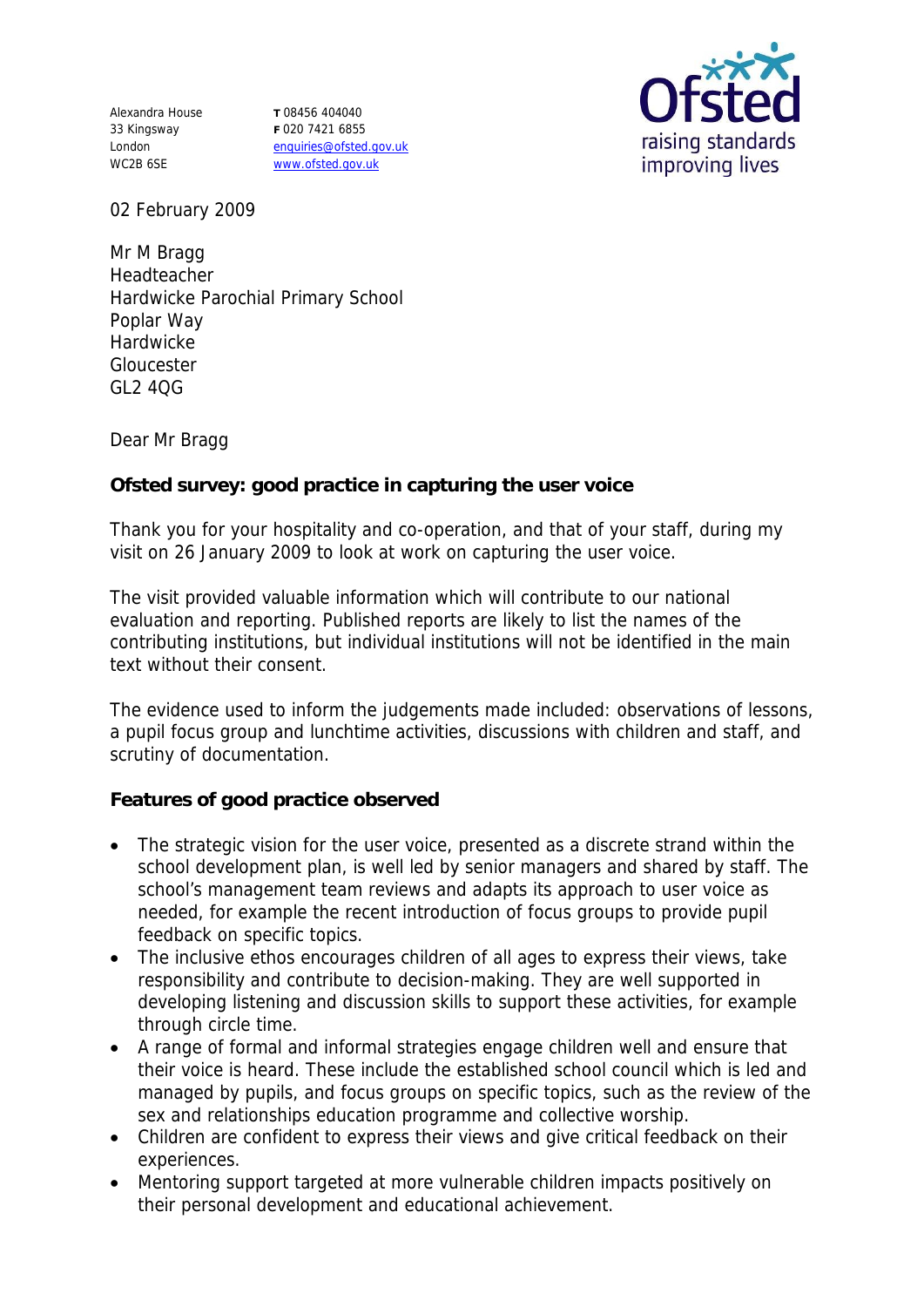Alexandra House
33 Kingsway
London
WC2B 6SE

T 08456 404040
F 020 7421 6855
enquiries@ofsted.gov.uk
www.ofsted.gov.uk

Ofsted
raising standards
improving lives

02 February 2009

Mr M Bragg
Headteacher
Hardwicke Parochial Primary School
Poplar Way
Hardwicke
Gloucester
GL2 4QG

Dear Mr Bragg

**Ofsted survey: good practice in capturing the user voice**

Thank you for your hospitality and co-operation, and that of your staff, during my visit on 26 January 2009 to look at work on capturing the user voice.

The visit provided valuable information which will contribute to our national evaluation and reporting. Published reports are likely to list the names of the contributing institutions, but individual institutions will not be identified in the main text without their consent.

The evidence used to inform the judgements made included: observations of lessons, a pupil focus group and lunchtime activities, discussions with children and staff, and scrutiny of documentation.

**Features of good practice observed**

- The strategic vision for the user voice, presented as a discrete strand within the school development plan, is well led by senior managers and shared by staff. The school's management team reviews and adapts its approach to user voice as needed, for example the recent introduction of focus groups to provide pupil feedback on specific topics.
- The inclusive ethos encourages children of all ages to express their views, take responsibility and contribute to decision-making. They are well supported in developing listening and discussion skills to support these activities, for example through circle time.
- A range of formal and informal strategies engage children well and ensure that their voice is heard. These include the established school council which is led and managed by pupils, and focus groups on specific topics, such as the review of the sex and relationships education programme and collective worship.
- Children are confident to express their views and give critical feedback on their experiences.
- Mentoring support targeted at more vulnerable children impacts positively on their personal development and educational achievement.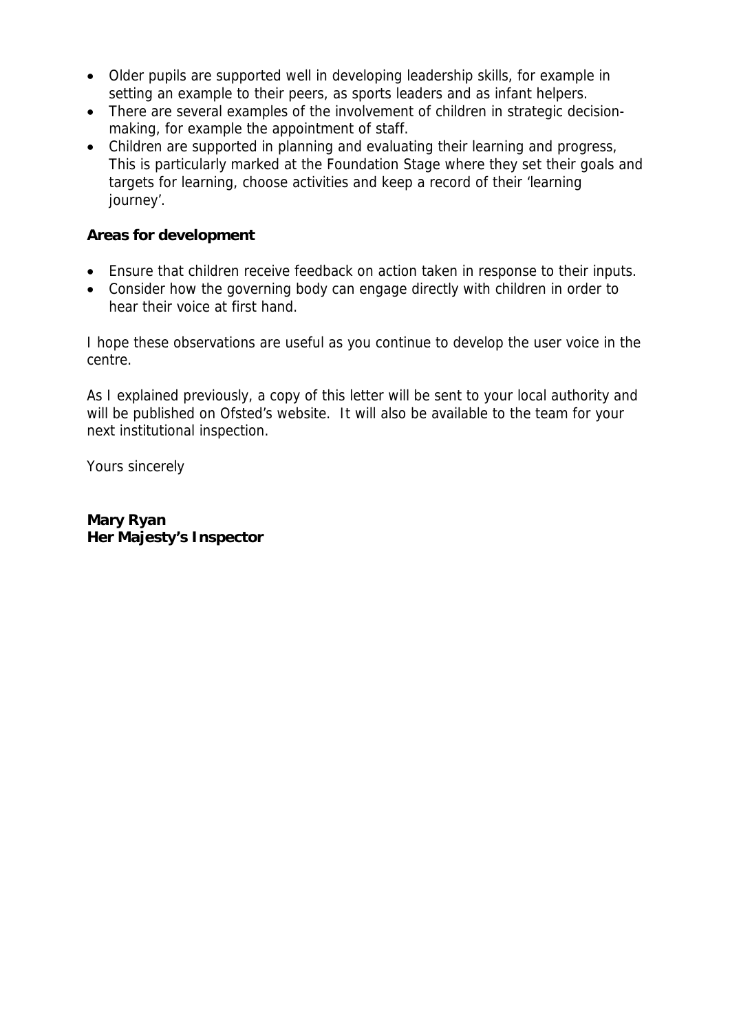- Older pupils are supported well in developing leadership skills, for example in setting an example to their peers, as sports leaders and as infant helpers.
- There are several examples of the involvement of children in strategic decision-making, for example the appointment of staff.
- Children are supported in planning and evaluating their learning and progress, This is particularly marked at the Foundation Stage where they set their goals and targets for learning, choose activities and keep a record of their 'learning journey'.

**Areas for development**

- Ensure that children receive feedback on action taken in response to their inputs.
- Consider how the governing body can engage directly with children in order to hear their voice at first hand.

I hope these observations are useful as you continue to develop the user voice in the centre.

As I explained previously, a copy of this letter will be sent to your local authority and will be published on Ofsted's website. It will also be available to the team for your next institutional inspection.

Yours sincerely

**Mary Ryan**
**Her Majesty's Inspector**